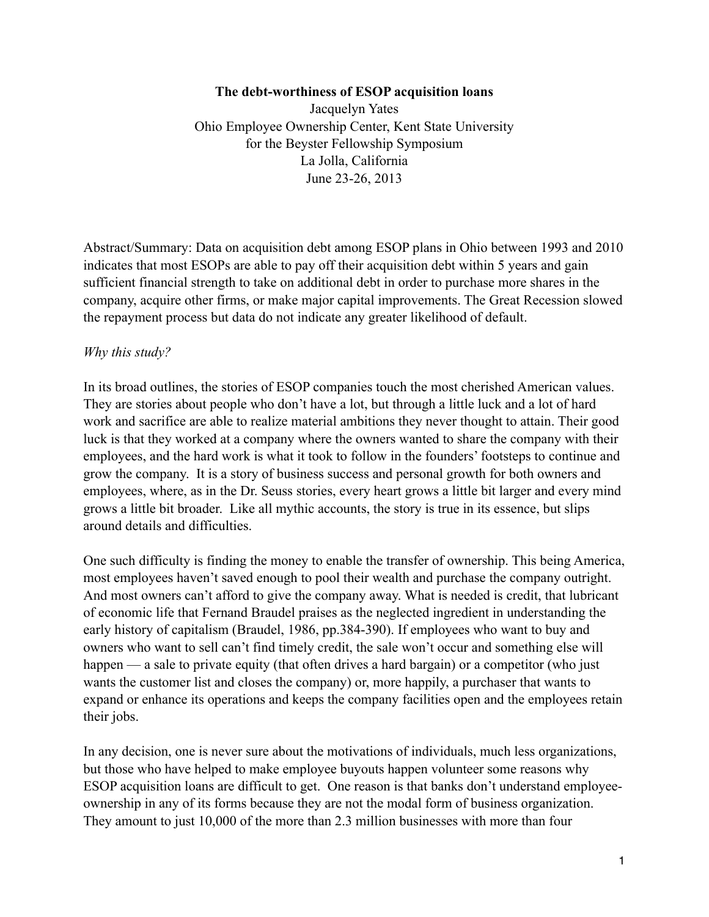**The debt-worthiness of ESOP acquisition loans**

Jacquelyn Yates
Ohio Employee Ownership Center, Kent State University
for the Beyster Fellowship Symposium
La Jolla, California
June 23-26, 2013

Abstract/Summary: Data on acquisition debt among ESOP plans in Ohio between 1993 and 2010 indicates that most ESOPs are able to pay off their acquisition debt within 5 years and gain sufficient financial strength to take on additional debt in order to purchase more shares in the company, acquire other firms, or make major capital improvements. The Great Recession slowed the repayment process but data do not indicate any greater likelihood of default.

*Why this study?*

In its broad outlines, the stories of ESOP companies touch the most cherished American values. They are stories about people who don't have a lot, but through a little luck and a lot of hard work and sacrifice are able to realize material ambitions they never thought to attain. Their good luck is that they worked at a company where the owners wanted to share the company with their employees, and the hard work is what it took to follow in the founders' footsteps to continue and grow the company. It is a story of business success and personal growth for both owners and employees, where, as in the Dr. Seuss stories, every heart grows a little bit larger and every mind grows a little bit broader. Like all mythic accounts, the story is true in its essence, but slips around details and difficulties.

One such difficulty is finding the money to enable the transfer of ownership. This being America, most employees haven't saved enough to pool their wealth and purchase the company outright. And most owners can't afford to give the company away. What is needed is credit, that lubricant of economic life that Fernand Braudel praises as the neglected ingredient in understanding the early history of capitalism (Braudel, 1986, pp.384-390). If employees who want to buy and owners who want to sell can't find timely credit, the sale won't occur and something else will happen — a sale to private equity (that often drives a hard bargain) or a competitor (who just wants the customer list and closes the company) or, more happily, a purchaser that wants to expand or enhance its operations and keeps the company facilities open and the employees retain their jobs.

In any decision, one is never sure about the motivations of individuals, much less organizations, but those who have helped to make employee buyouts happen volunteer some reasons why ESOP acquisition loans are difficult to get. One reason is that banks don't understand employee-ownership in any of its forms because they are not the modal form of business organization. They amount to just 10,000 of the more than 2.3 million businesses with more than four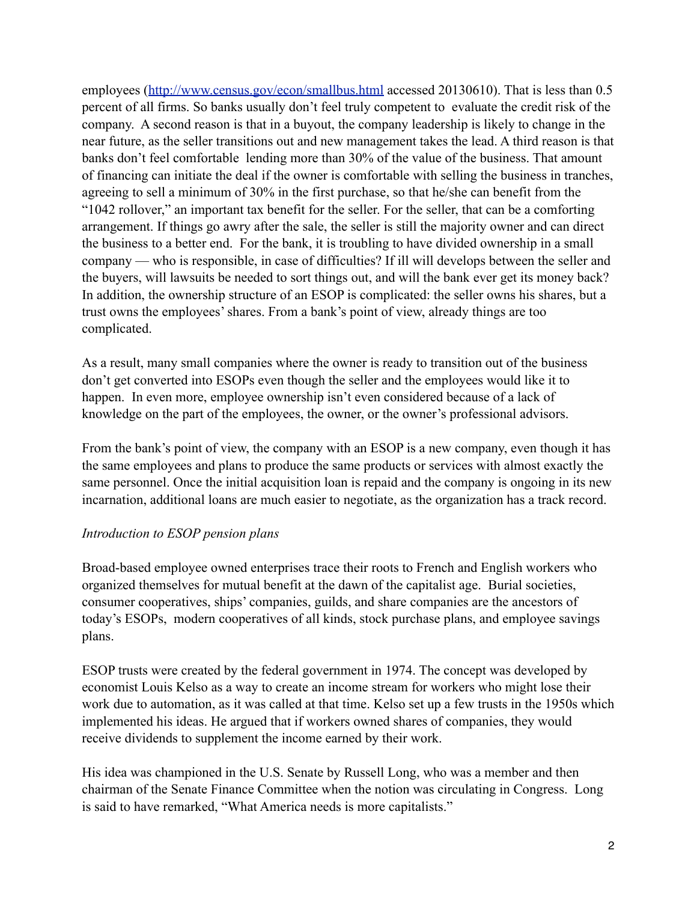employees ([http://www.census.gov/econ/smallbus.html](http://www.census.gov/econ/smallbus.html) accessed 20130610). That is less than 0.5 percent of all firms. So banks usually don't feel truly competent to evaluate the credit risk of the company. A second reason is that in a buyout, the company leadership is likely to change in the near future, as the seller transitions out and new management takes the lead. A third reason is that banks don't feel comfortable lending more than 30% of the value of the business. That amount of financing can initiate the deal if the owner is comfortable with selling the business in tranches, agreeing to sell a minimum of 30% in the first purchase, so that he/she can benefit from the "1042 rollover," an important tax benefit for the seller. For the seller, that can be a comforting arrangement. If things go awry after the sale, the seller is still the majority owner and can direct the business to a better end. For the bank, it is troubling to have divided ownership in a small company — who is responsible, in case of difficulties? If ill will develops between the seller and the buyers, will lawsuits be needed to sort things out, and will the bank ever get its money back? In addition, the ownership structure of an ESOP is complicated: the seller owns his shares, but a trust owns the employees' shares. From a bank's point of view, already things are too complicated.

As a result, many small companies where the owner is ready to transition out of the business don't get converted into ESOPs even though the seller and the employees would like it to happen. In even more, employee ownership isn't even considered because of a lack of knowledge on the part of the employees, the owner, or the owner's professional advisors.

From the bank's point of view, the company with an ESOP is a new company, even though it has the same employees and plans to produce the same products or services with almost exactly the same personnel. Once the initial acquisition loan is repaid and the company is ongoing in its new incarnation, additional loans are much easier to negotiate, as the organization has a track record.

*Introduction to ESOP pension plans*

Broad-based employee owned enterprises trace their roots to French and English workers who organized themselves for mutual benefit at the dawn of the capitalist age. Burial societies, consumer cooperatives, ships' companies, guilds, and share companies are the ancestors of today's ESOPs, modern cooperatives of all kinds, stock purchase plans, and employee savings plans.

ESOP trusts were created by the federal government in 1974. The concept was developed by economist Louis Kelso as a way to create an income stream for workers who might lose their work due to automation, as it was called at that time. Kelso set up a few trusts in the 1950s which implemented his ideas. He argued that if workers owned shares of companies, they would receive dividends to supplement the income earned by their work.

His idea was championed in the U.S. Senate by Russell Long, who was a member and then chairman of the Senate Finance Committee when the notion was circulating in Congress. Long is said to have remarked, "What America needs is more capitalists."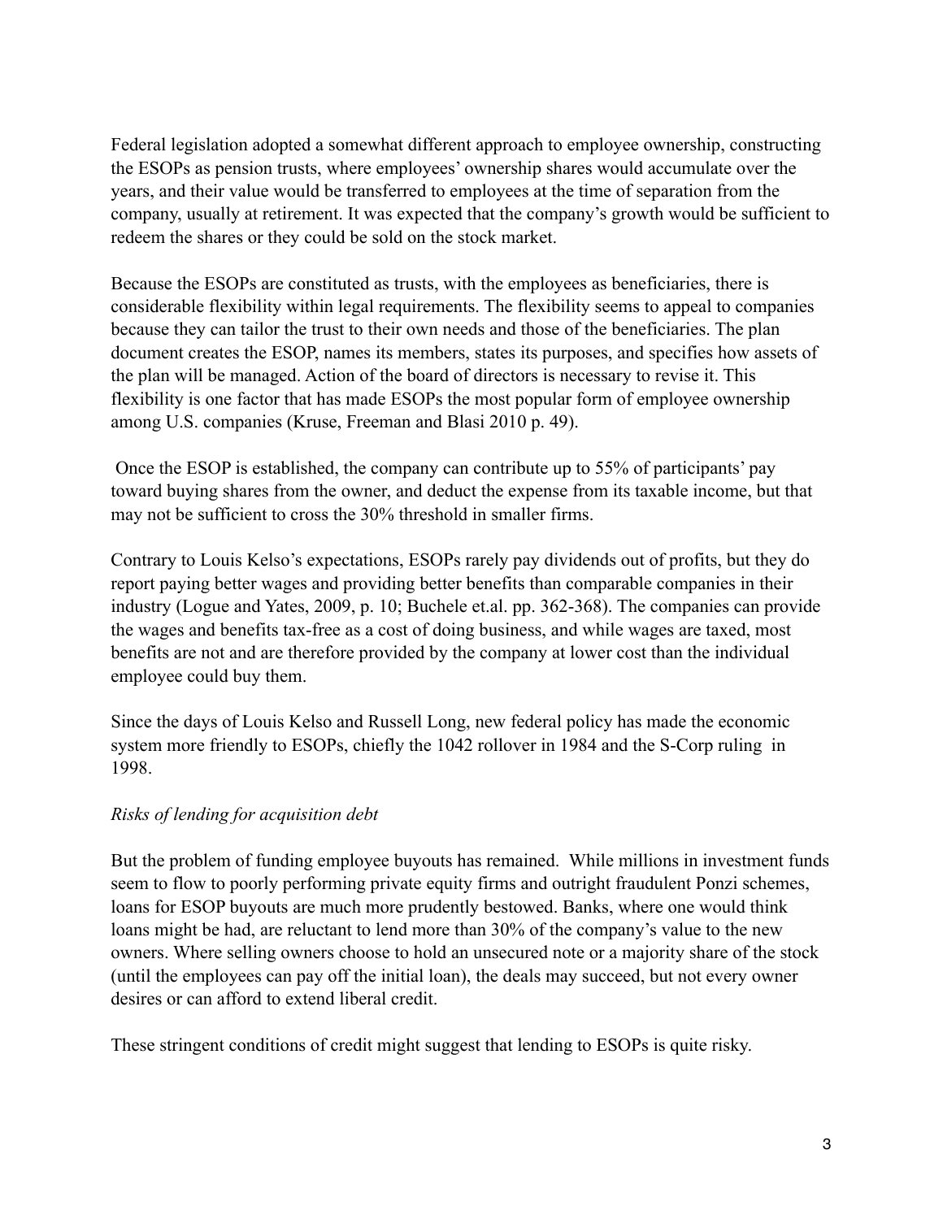Federal legislation adopted a somewhat different approach to employee ownership, constructing the ESOPs as pension trusts, where employees' ownership shares would accumulate over the years, and their value would be transferred to employees at the time of separation from the company, usually at retirement. It was expected that the company's growth would be sufficient to redeem the shares or they could be sold on the stock market.

Because the ESOPs are constituted as trusts, with the employees as beneficiaries, there is considerable flexibility within legal requirements. The flexibility seems to appeal to companies because they can tailor the trust to their own needs and those of the beneficiaries. The plan document creates the ESOP, names its members, states its purposes, and specifies how assets of the plan will be managed. Action of the board of directors is necessary to revise it. This flexibility is one factor that has made ESOPs the most popular form of employee ownership among U.S. companies (Kruse, Freeman and Blasi 2010 p. 49).

Once the ESOP is established, the company can contribute up to 55% of participants' pay toward buying shares from the owner, and deduct the expense from its taxable income, but that may not be sufficient to cross the 30% threshold in smaller firms.

Contrary to Louis Kelso's expectations, ESOPs rarely pay dividends out of profits, but they do report paying better wages and providing better benefits than comparable companies in their industry (Logue and Yates, 2009, p. 10; Buchele et.al. pp. 362-368). The companies can provide the wages and benefits tax-free as a cost of doing business, and while wages are taxed, most benefits are not and are therefore provided by the company at lower cost than the individual employee could buy them.

Since the days of Louis Kelso and Russell Long, new federal policy has made the economic system more friendly to ESOPs, chiefly the 1042 rollover in 1984 and the S-Corp ruling in 1998.

*Risks of lending for acquisition debt*

But the problem of funding employee buyouts has remained. While millions in investment funds seem to flow to poorly performing private equity firms and outright fraudulent Ponzi schemes, loans for ESOP buyouts are much more prudently bestowed. Banks, where one would think loans might be had, are reluctant to lend more than 30% of the company's value to the new owners. Where selling owners choose to hold an unsecured note or a majority share of the stock (until the employees can pay off the initial loan), the deals may succeed, but not every owner desires or can afford to extend liberal credit.

These stringent conditions of credit might suggest that lending to ESOPs is quite risky.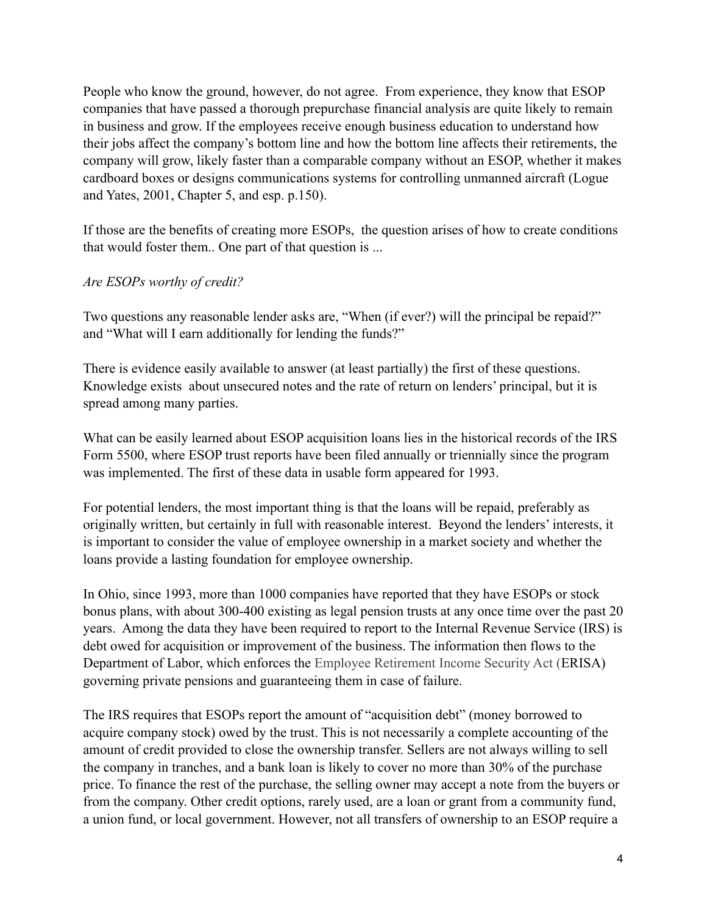People who know the ground, however, do not agree. From experience, they know that ESOP companies that have passed a thorough prepurchase financial analysis are quite likely to remain in business and grow. If the employees receive enough business education to understand how their jobs affect the company's bottom line and how the bottom line affects their retirements, the company will grow, likely faster than a comparable company without an ESOP, whether it makes cardboard boxes or designs communications systems for controlling unmanned aircraft (Logue and Yates, 2001, Chapter 5, and esp. p.150).

If those are the benefits of creating more ESOPs, the question arises of how to create conditions that would foster them.. One part of that question is ...

*Are ESOPs worthy of credit?*

Two questions any reasonable lender asks are, "When (if ever?) will the principal be repaid?" and "What will I earn additionally for lending the funds?"

There is evidence easily available to answer (at least partially) the first of these questions. Knowledge exists about unsecured notes and the rate of return on lenders' principal, but it is spread among many parties.

What can be easily learned about ESOP acquisition loans lies in the historical records of the IRS Form 5500, where ESOP trust reports have been filed annually or triennially since the program was implemented. The first of these data in usable form appeared for 1993.

For potential lenders, the most important thing is that the loans will be repaid, preferably as originally written, but certainly in full with reasonable interest. Beyond the lenders' interests, it is important to consider the value of employee ownership in a market society and whether the loans provide a lasting foundation for employee ownership.

In Ohio, since 1993, more than 1000 companies have reported that they have ESOPs or stock bonus plans, with about 300-400 existing as legal pension trusts at any once time over the past 20 years. Among the data they have been required to report to the Internal Revenue Service (IRS) is debt owed for acquisition or improvement of the business. The information then flows to the Department of Labor, which enforces the Employee Retirement Income Security Act (ERISA) governing private pensions and guaranteeing them in case of failure.

The IRS requires that ESOPs report the amount of "acquisition debt" (money borrowed to acquire company stock) owed by the trust. This is not necessarily a complete accounting of the amount of credit provided to close the ownership transfer. Sellers are not always willing to sell the company in tranches, and a bank loan is likely to cover no more than 30% of the purchase price. To finance the rest of the purchase, the selling owner may accept a note from the buyers or from the company. Other credit options, rarely used, are a loan or grant from a community fund, a union fund, or local government. However, not all transfers of ownership to an ESOP require a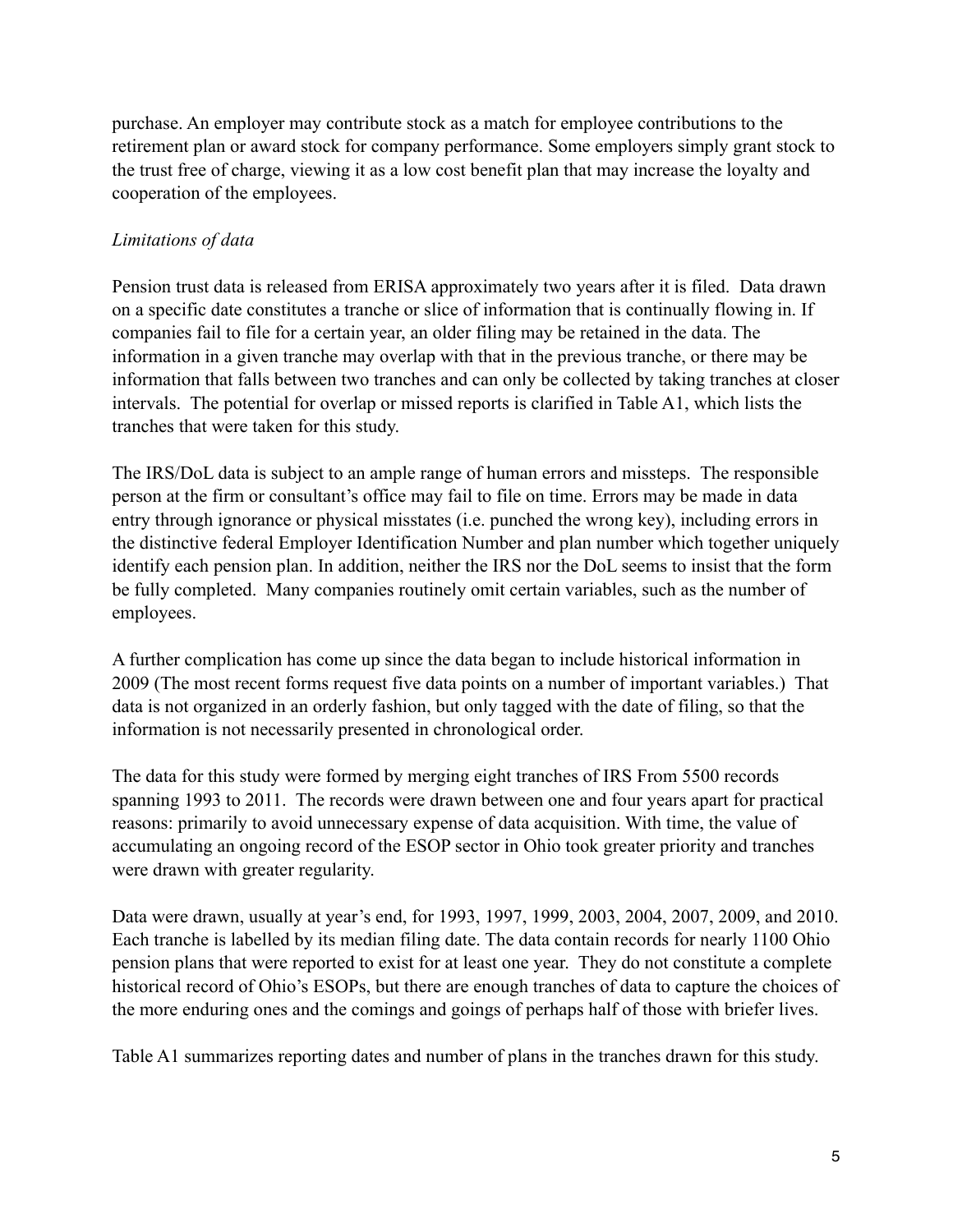purchase. An employer may contribute stock as a match for employee contributions to the retirement plan or award stock for company performance. Some employers simply grant stock to the trust free of charge, viewing it as a low cost benefit plan that may increase the loyalty and cooperation of the employees.

*Limitations of data*

Pension trust data is released from ERISA approximately two years after it is filed. Data drawn on a specific date constitutes a tranche or slice of information that is continually flowing in. If companies fail to file for a certain year, an older filing may be retained in the data. The information in a given tranche may overlap with that in the previous tranche, or there may be information that falls between two tranches and can only be collected by taking tranches at closer intervals. The potential for overlap or missed reports is clarified in Table A1, which lists the tranches that were taken for this study.

The IRS/DoL data is subject to an ample range of human errors and missteps. The responsible person at the firm or consultant's office may fail to file on time. Errors may be made in data entry through ignorance or physical misstates (i.e. punched the wrong key), including errors in the distinctive federal Employer Identification Number and plan number which together uniquely identify each pension plan. In addition, neither the IRS nor the DoL seems to insist that the form be fully completed. Many companies routinely omit certain variables, such as the number of employees.

A further complication has come up since the data began to include historical information in 2009 (The most recent forms request five data points on a number of important variables.) That data is not organized in an orderly fashion, but only tagged with the date of filing, so that the information is not necessarily presented in chronological order.

The data for this study were formed by merging eight tranches of IRS From 5500 records spanning 1993 to 2011. The records were drawn between one and four years apart for practical reasons: primarily to avoid unnecessary expense of data acquisition. With time, the value of accumulating an ongoing record of the ESOP sector in Ohio took greater priority and tranches were drawn with greater regularity.

Data were drawn, usually at year's end, for 1993, 1997, 1999, 2003, 2004, 2007, 2009, and 2010. Each tranche is labelled by its median filing date. The data contain records for nearly 1100 Ohio pension plans that were reported to exist for at least one year. They do not constitute a complete historical record of Ohio's ESOPs, but there are enough tranches of data to capture the choices of the more enduring ones and the comings and goings of perhaps half of those with briefer lives.

Table A1 summarizes reporting dates and number of plans in the tranches drawn for this study.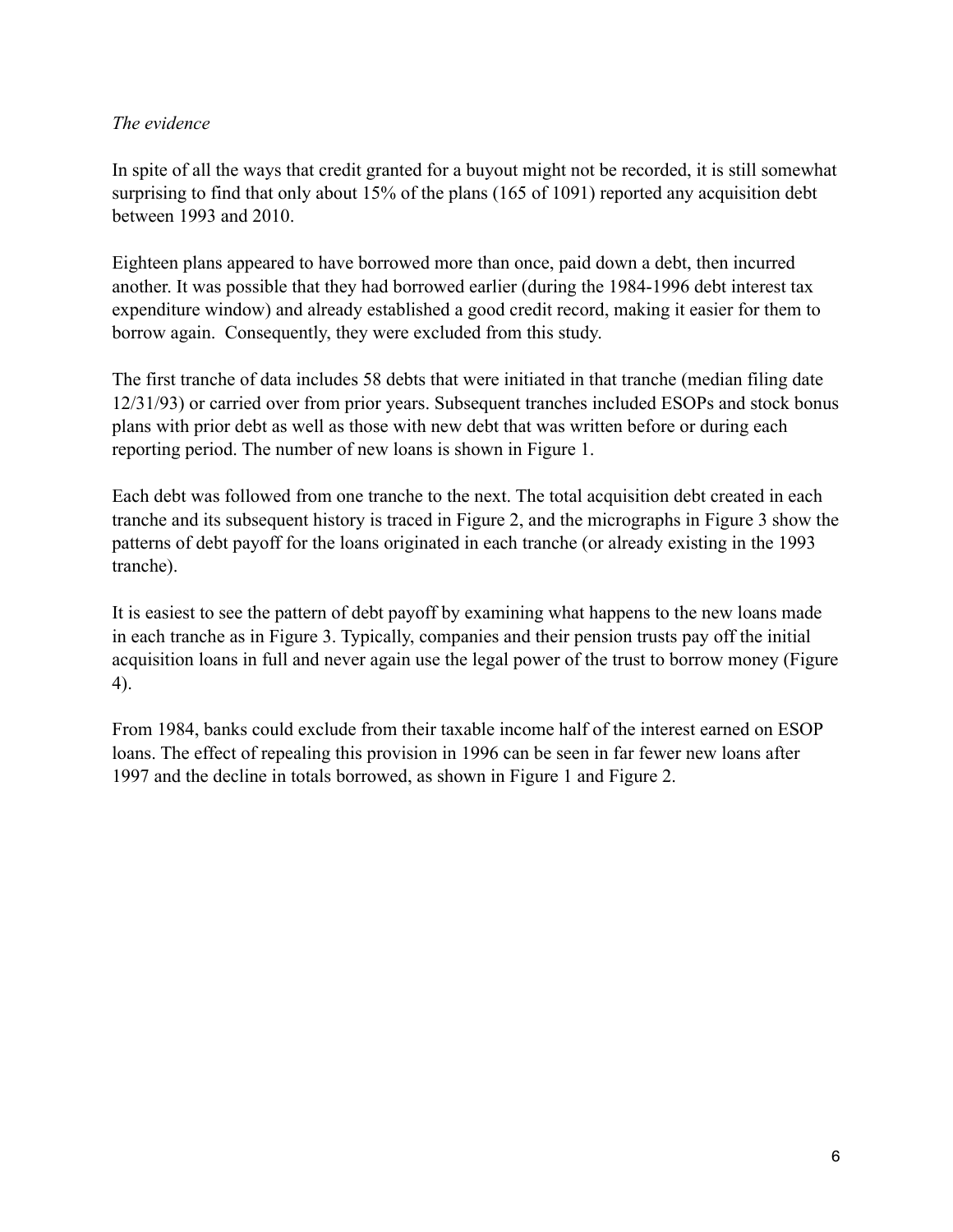*The evidence*

In spite of all the ways that credit granted for a buyout might not be recorded, it is still somewhat surprising to find that only about 15% of the plans (165 of 1091) reported any acquisition debt between 1993 and 2010.

Eighteen plans appeared to have borrowed more than once, paid down a debt, then incurred another. It was possible that they had borrowed earlier (during the 1984-1996 debt interest tax expenditure window) and already established a good credit record, making it easier for them to borrow again. Consequently, they were excluded from this study.

The first tranche of data includes 58 debts that were initiated in that tranche (median filing date 12/31/93) or carried over from prior years. Subsequent tranches included ESOPs and stock bonus plans with prior debt as well as those with new debt that was written before or during each reporting period. The number of new loans is shown in Figure 1.

Each debt was followed from one tranche to the next. The total acquisition debt created in each tranche and its subsequent history is traced in Figure 2, and the micrographs in Figure 3 show the patterns of debt payoff for the loans originated in each tranche (or already existing in the 1993 tranche).

It is easiest to see the pattern of debt payoff by examining what happens to the new loans made in each tranche as in Figure 3. Typically, companies and their pension trusts pay off the initial acquisition loans in full and never again use the legal power of the trust to borrow money (Figure 4).

From 1984, banks could exclude from their taxable income half of the interest earned on ESOP loans. The effect of repealing this provision in 1996 can be seen in far fewer new loans after 1997 and the decline in totals borrowed, as shown in Figure 1 and Figure 2.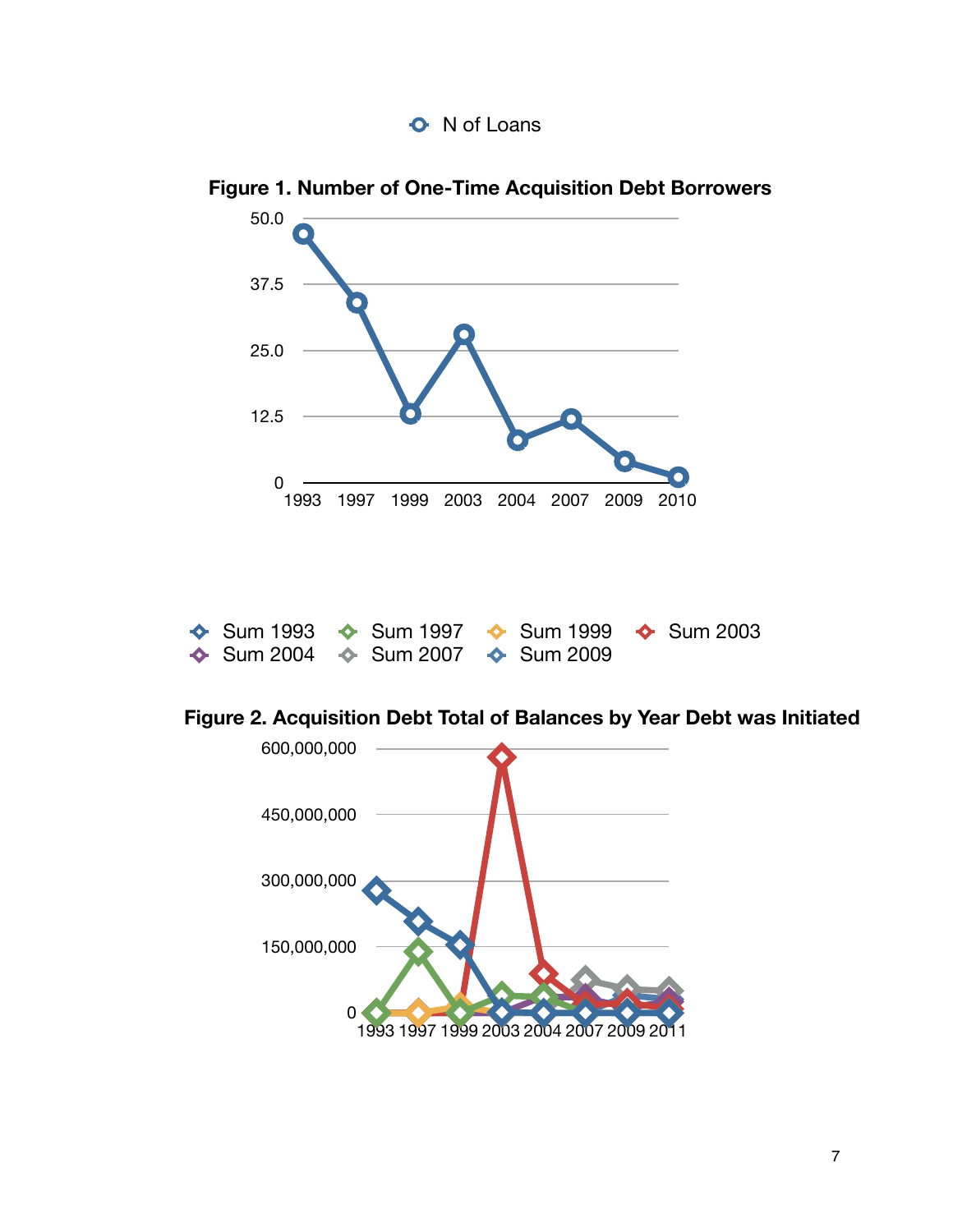**Figure 1. Number of One-Time Acquisition Debt Borrowers**

**Figure 2. Acquisition Debt Total of Balances by Year Debt was Initiated**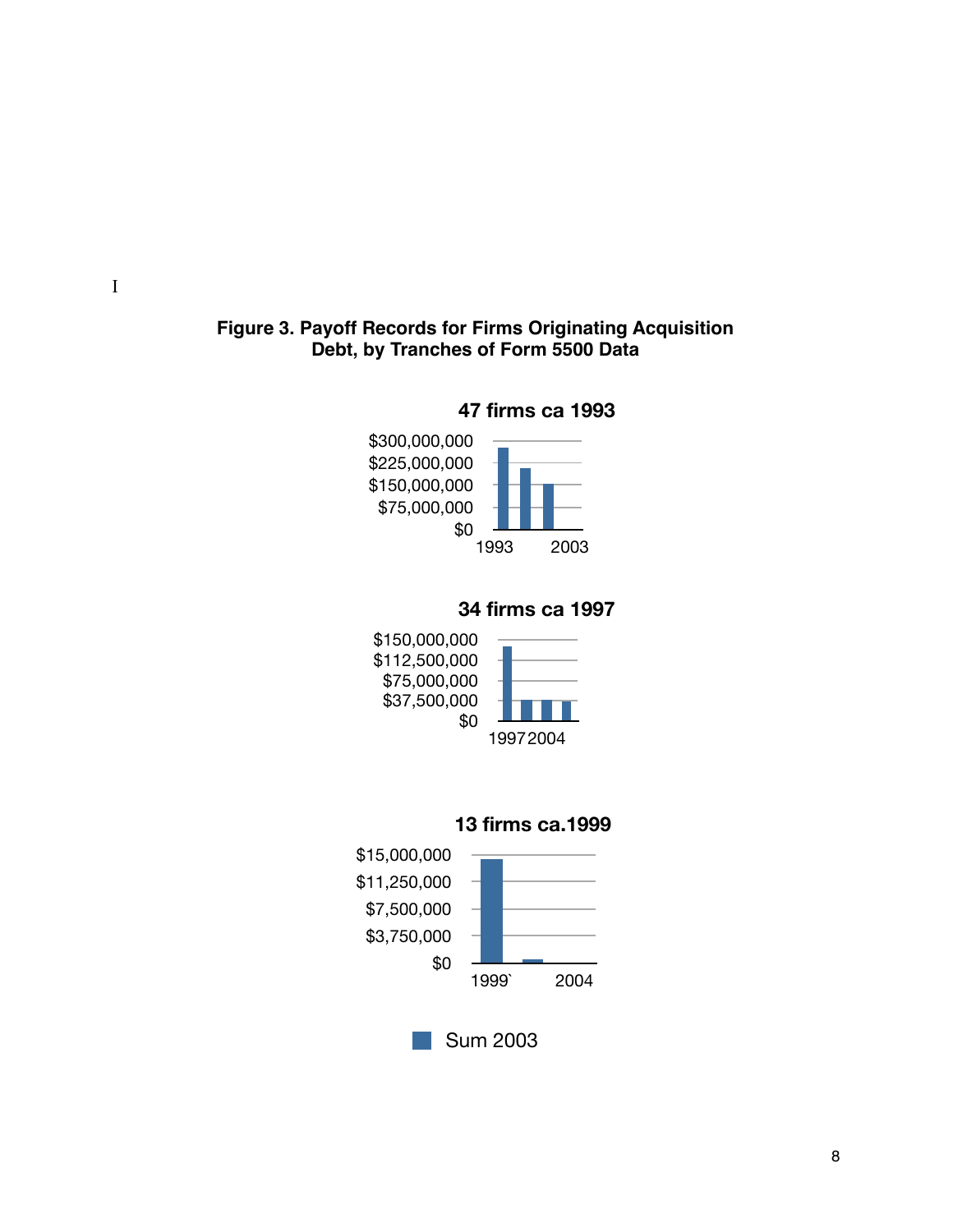I

**Figure 3. Payoff Records for Firms Originating Acquisition Debt, by Tranches of Form 5500 Data**

**47 firms ca 1993**

$300,000,000
$225,000,000
$150,000,000
$75,000,000
$0

1993 2003

**34 firms ca 1997**

$150,000,000
$112,500,000
$75,000,000
$37,500,000
$0

1997 2004

**13 firms ca.1999**

$15,000,000
$11,250,000
$7,500,000
$3,750,000
$0

1999` 2004

Sum 2003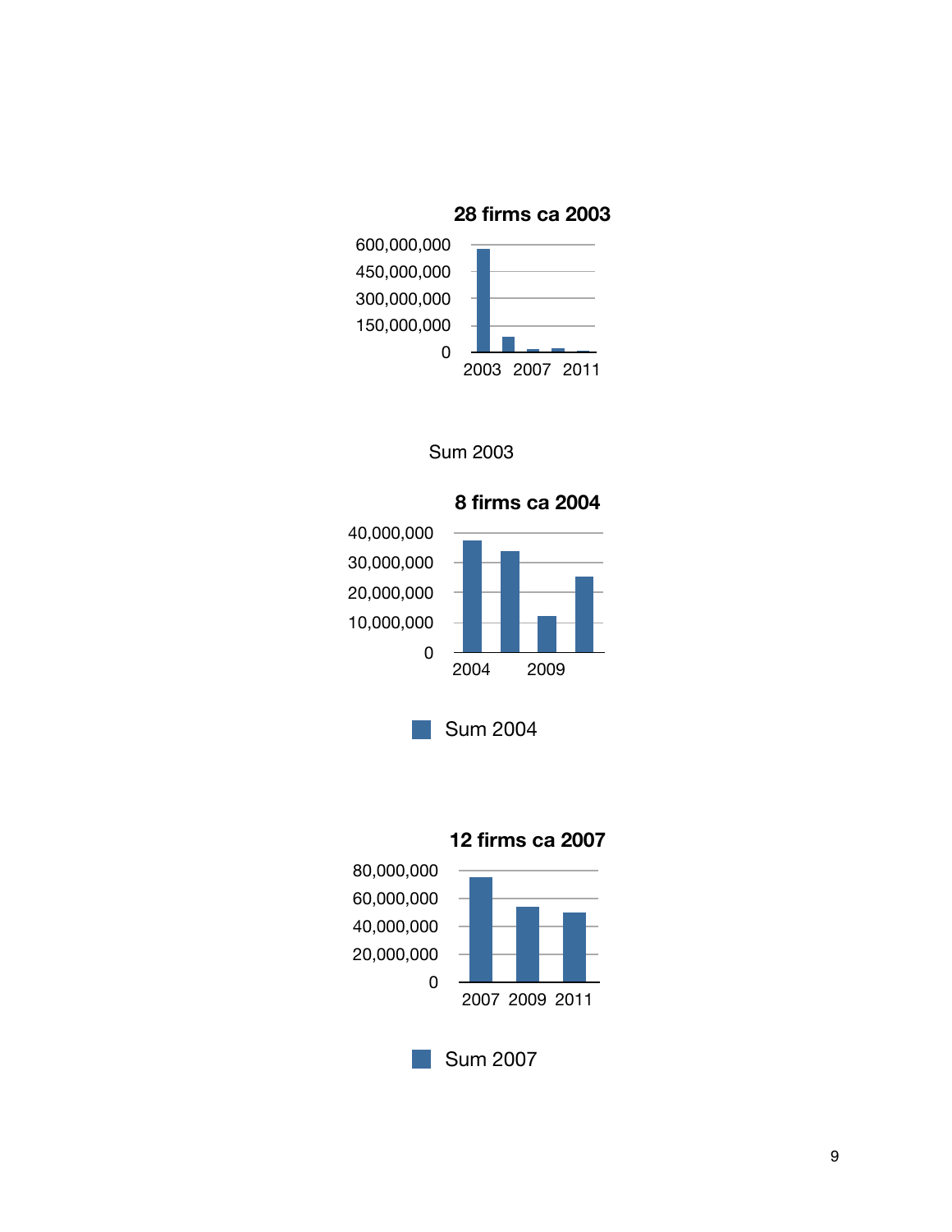**28 firms ca 2003**

600,000,000
450,000,000
300,000,000
150,000,000
0

2003 2007 2011

Sum 2003

**8 firms ca 2004**

40,000,000
30,000,000
20,000,000
10,000,000
0

2004 2009

Sum 2004

**12 firms ca 2007**

80,000,000
60,000,000
40,000,000
20,000,000
0

2007 2009 2011

Sum 2007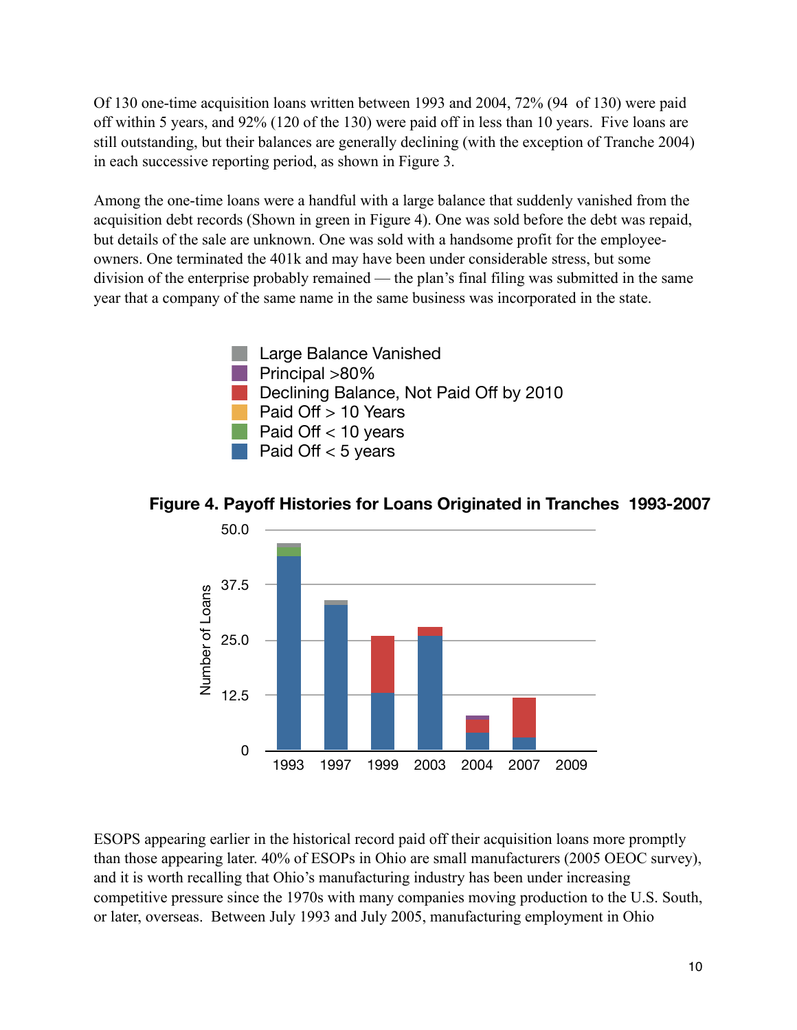Of 130 one-time acquisition loans written between 1993 and 2004, 72% (94 of 130) were paid off within 5 years, and 92% (120 of the 130) were paid off in less than 10 years. Five loans are still outstanding, but their balances are generally declining (with the exception of Tranche 2004) in each successive reporting period, as shown in Figure 3.

Among the one-time loans were a handful with a large balance that suddenly vanished from the acquisition debt records (Shown in green in Figure 4). One was sold before the debt was repaid, but details of the sale are unknown. One was sold with a handsome profit for the employee-owners. One terminated the 401k and may have been under considerable stress, but some division of the enterprise probably remained — the plan's final filing was submitted in the same year that a company of the same name in the same business was incorporated in the state.

Large Balance Vanished
Principal >80%
Declining Balance, Not Paid Off by 2010
Paid Off > 10 Years
Paid Off < 10 years
Paid Off < 5 years

**Figure 4. Payoff Histories for Loans Originated in Tranches 1993-2007**

ESOPS appearing earlier in the historical record paid off their acquisition loans more promptly than those appearing later. 40% of ESOPs in Ohio are small manufacturers (2005 OEOC survey), and it is worth recalling that Ohio's manufacturing industry has been under increasing competitive pressure since the 1970s with many companies moving production to the U.S. South, or later, overseas. Between July 1993 and July 2005, manufacturing employment in Ohio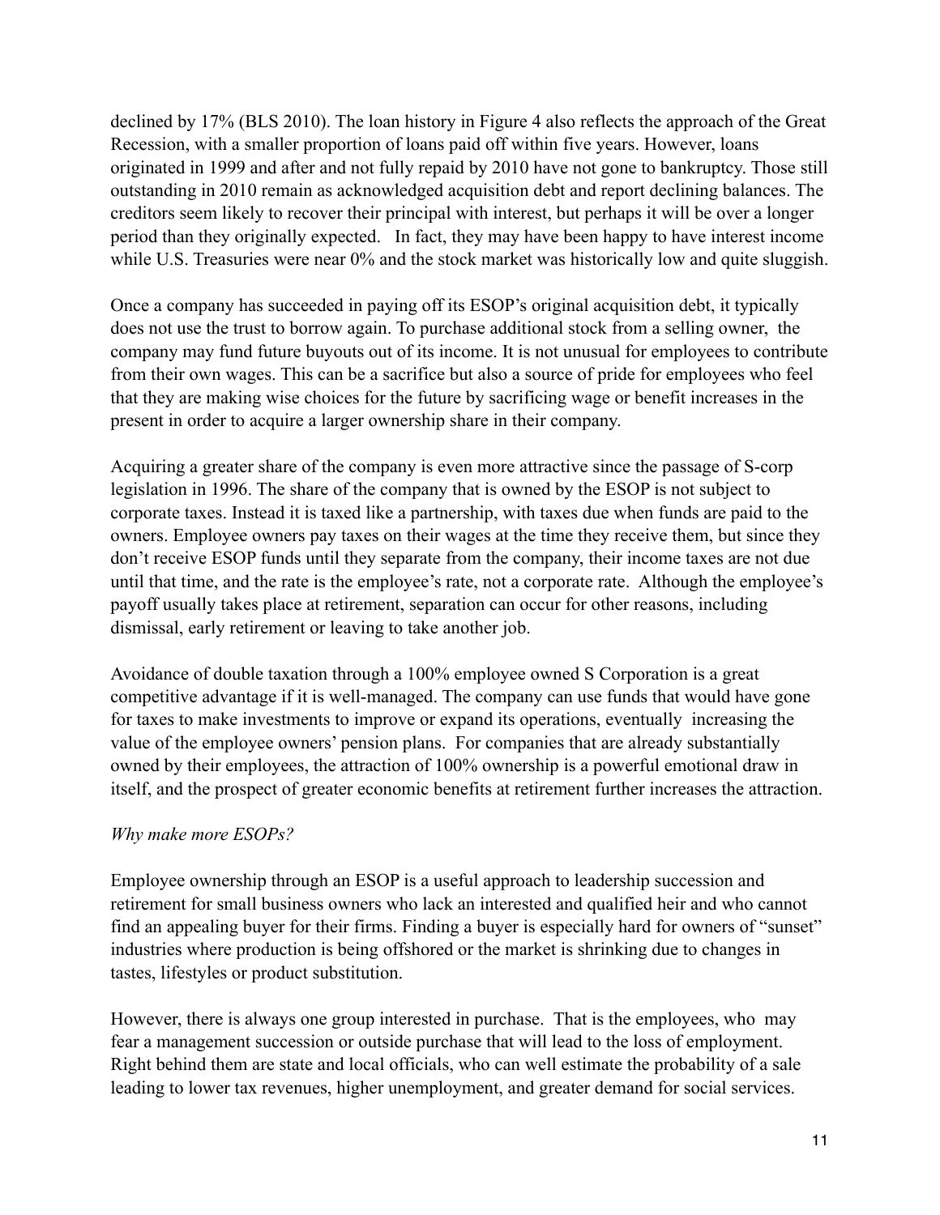declined by 17% (BLS 2010). The loan history in Figure 4 also reflects the approach of the Great Recession, with a smaller proportion of loans paid off within five years. However, loans originated in 1999 and after and not fully repaid by 2010 have not gone to bankruptcy. Those still outstanding in 2010 remain as acknowledged acquisition debt and report declining balances. The creditors seem likely to recover their principal with interest, but perhaps it will be over a longer period than they originally expected. In fact, they may have been happy to have interest income while U.S. Treasuries were near 0% and the stock market was historically low and quite sluggish.

Once a company has succeeded in paying off its ESOP's original acquisition debt, it typically does not use the trust to borrow again. To purchase additional stock from a selling owner, the company may fund future buyouts out of its income. It is not unusual for employees to contribute from their own wages. This can be a sacrifice but also a source of pride for employees who feel that they are making wise choices for the future by sacrificing wage or benefit increases in the present in order to acquire a larger ownership share in their company.

Acquiring a greater share of the company is even more attractive since the passage of S-corp legislation in 1996. The share of the company that is owned by the ESOP is not subject to corporate taxes. Instead it is taxed like a partnership, with taxes due when funds are paid to the owners. Employee owners pay taxes on their wages at the time they receive them, but since they don't receive ESOP funds until they separate from the company, their income taxes are not due until that time, and the rate is the employee's rate, not a corporate rate. Although the employee's payoff usually takes place at retirement, separation can occur for other reasons, including dismissal, early retirement or leaving to take another job.

Avoidance of double taxation through a 100% employee owned S Corporation is a great competitive advantage if it is well-managed. The company can use funds that would have gone for taxes to make investments to improve or expand its operations, eventually increasing the value of the employee owners' pension plans. For companies that are already substantially owned by their employees, the attraction of 100% ownership is a powerful emotional draw in itself, and the prospect of greater economic benefits at retirement further increases the attraction.

*Why make more ESOPs?*

Employee ownership through an ESOP is a useful approach to leadership succession and retirement for small business owners who lack an interested and qualified heir and who cannot find an appealing buyer for their firms. Finding a buyer is especially hard for owners of "sunset" industries where production is being offshored or the market is shrinking due to changes in tastes, lifestyles or product substitution.

However, there is always one group interested in purchase. That is the employees, who may fear a management succession or outside purchase that will lead to the loss of employment. Right behind them are state and local officials, who can well estimate the probability of a sale leading to lower tax revenues, higher unemployment, and greater demand for social services.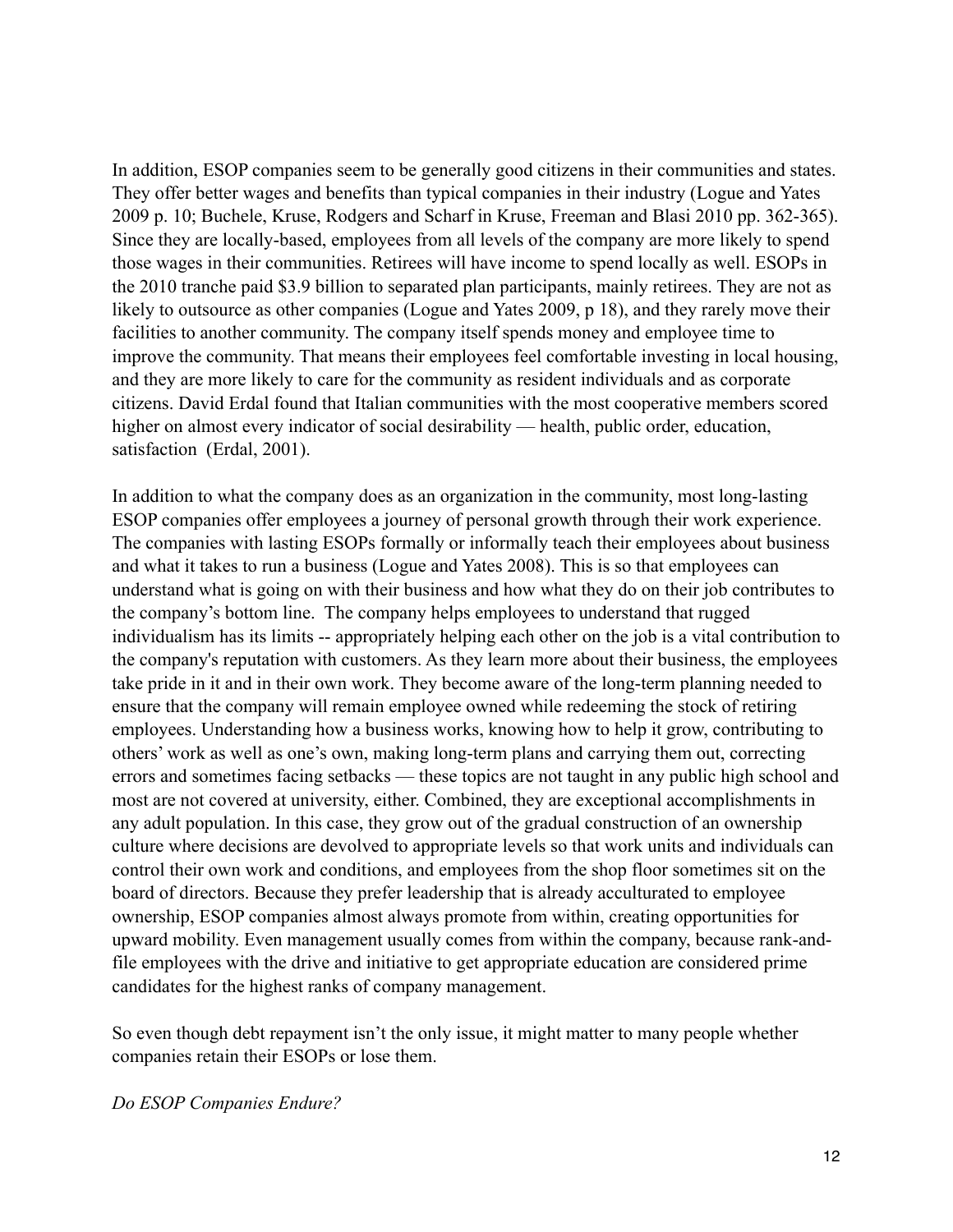In addition, ESOP companies seem to be generally good citizens in their communities and states. They offer better wages and benefits than typical companies in their industry (Logue and Yates 2009 p. 10; Buchele, Kruse, Rodgers and Scharf in Kruse, Freeman and Blasi 2010 pp. 362-365). Since they are locally-based, employees from all levels of the company are more likely to spend those wages in their communities. Retirees will have income to spend locally as well. ESOPs in the 2010 tranche paid $3.9 billion to separated plan participants, mainly retirees. They are not as likely to outsource as other companies (Logue and Yates 2009, p 18), and they rarely move their facilities to another community. The company itself spends money and employee time to improve the community. That means their employees feel comfortable investing in local housing, and they are more likely to care for the community as resident individuals and as corporate citizens. David Erdal found that Italian communities with the most cooperative members scored higher on almost every indicator of social desirability — health, public order, education, satisfaction (Erdal, 2001).

In addition to what the company does as an organization in the community, most long-lasting ESOP companies offer employees a journey of personal growth through their work experience. The companies with lasting ESOPs formally or informally teach their employees about business and what it takes to run a business (Logue and Yates 2008). This is so that employees can understand what is going on with their business and how what they do on their job contributes to the company's bottom line. The company helps employees to understand that rugged individualism has its limits -- appropriately helping each other on the job is a vital contribution to the company's reputation with customers. As they learn more about their business, the employees take pride in it and in their own work. They become aware of the long-term planning needed to ensure that the company will remain employee owned while redeeming the stock of retiring employees. Understanding how a business works, knowing how to help it grow, contributing to others' work as well as one's own, making long-term plans and carrying them out, correcting errors and sometimes facing setbacks — these topics are not taught in any public high school and most are not covered at university, either. Combined, they are exceptional accomplishments in any adult population. In this case, they grow out of the gradual construction of an ownership culture where decisions are devolved to appropriate levels so that work units and individuals can control their own work and conditions, and employees from the shop floor sometimes sit on the board of directors. Because they prefer leadership that is already acculturated to employee ownership, ESOP companies almost always promote from within, creating opportunities for upward mobility. Even management usually comes from within the company, because rank-and-file employees with the drive and initiative to get appropriate education are considered prime candidates for the highest ranks of company management.

So even though debt repayment isn't the only issue, it might matter to many people whether companies retain their ESOPs or lose them.

*Do ESOP Companies Endure?*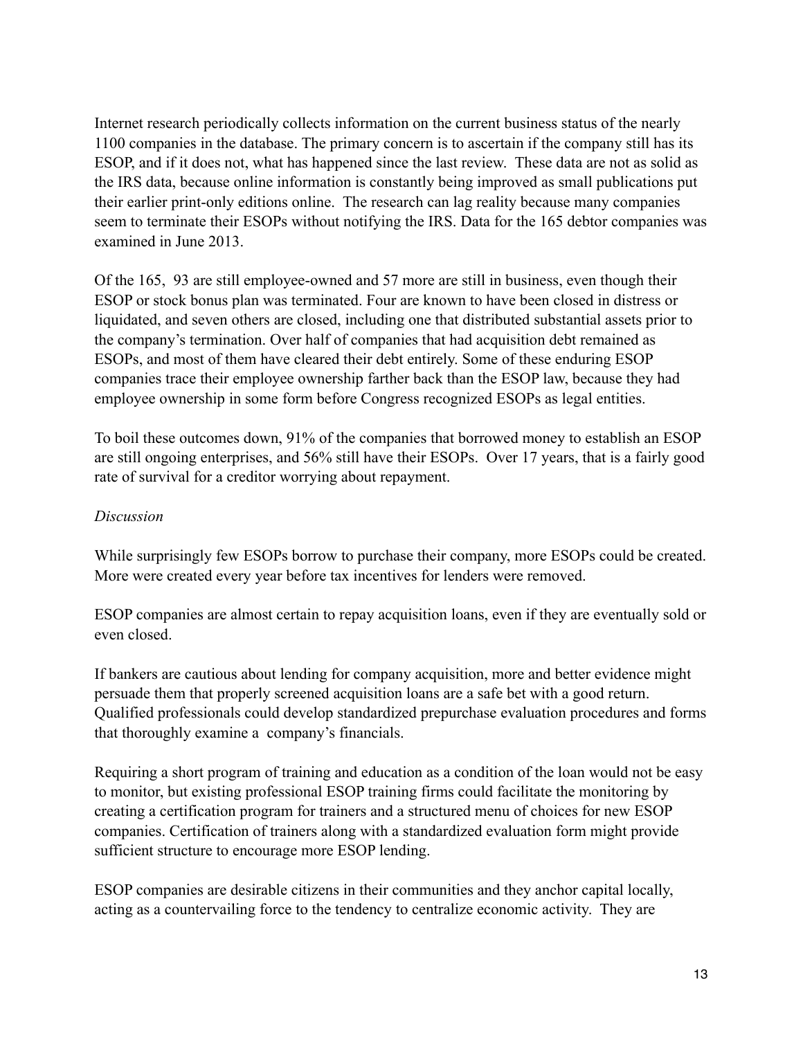Internet research periodically collects information on the current business status of the nearly 1100 companies in the database. The primary concern is to ascertain if the company still has its ESOP, and if it does not, what has happened since the last review. These data are not as solid as the IRS data, because online information is constantly being improved as small publications put their earlier print-only editions online. The research can lag reality because many companies seem to terminate their ESOPs without notifying the IRS. Data for the 165 debtor companies was examined in June 2013.

Of the 165, 93 are still employee-owned and 57 more are still in business, even though their ESOP or stock bonus plan was terminated. Four are known to have been closed in distress or liquidated, and seven others are closed, including one that distributed substantial assets prior to the company's termination. Over half of companies that had acquisition debt remained as ESOPs, and most of them have cleared their debt entirely. Some of these enduring ESOP companies trace their employee ownership farther back than the ESOP law, because they had employee ownership in some form before Congress recognized ESOPs as legal entities.

To boil these outcomes down, 91% of the companies that borrowed money to establish an ESOP are still ongoing enterprises, and 56% still have their ESOPs. Over 17 years, that is a fairly good rate of survival for a creditor worrying about repayment.

*Discussion*

While surprisingly few ESOPs borrow to purchase their company, more ESOPs could be created. More were created every year before tax incentives for lenders were removed.

ESOP companies are almost certain to repay acquisition loans, even if they are eventually sold or even closed.

If bankers are cautious about lending for company acquisition, more and better evidence might persuade them that properly screened acquisition loans are a safe bet with a good return. Qualified professionals could develop standardized prepurchase evaluation procedures and forms that thoroughly examine a company's financials.

Requiring a short program of training and education as a condition of the loan would not be easy to monitor, but existing professional ESOP training firms could facilitate the monitoring by creating a certification program for trainers and a structured menu of choices for new ESOP companies. Certification of trainers along with a standardized evaluation form might provide sufficient structure to encourage more ESOP lending.

ESOP companies are desirable citizens in their communities and they anchor capital locally, acting as a countervailing force to the tendency to centralize economic activity. They are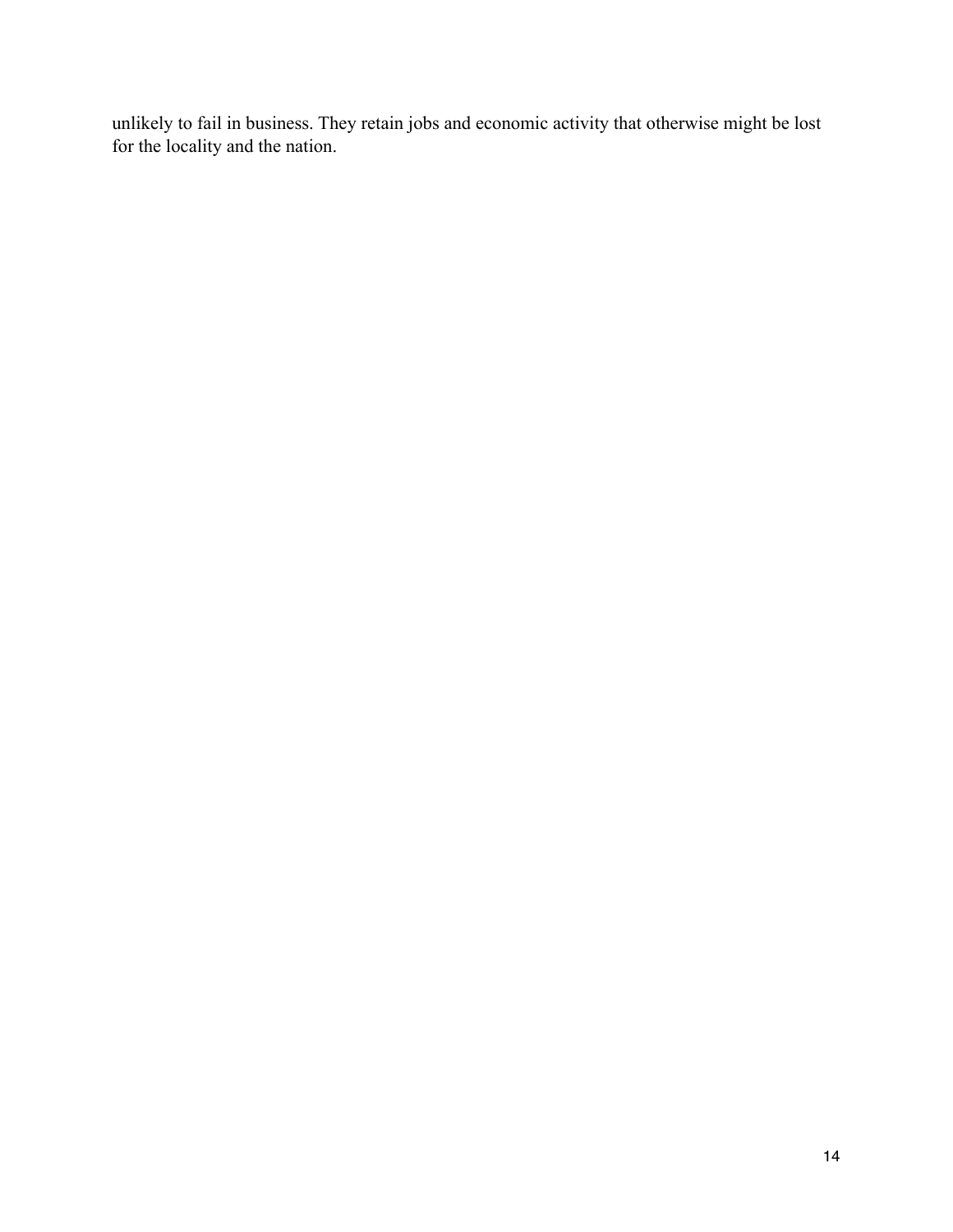unlikely to fail in business. They retain jobs and economic activity that otherwise might be lost for the locality and the nation.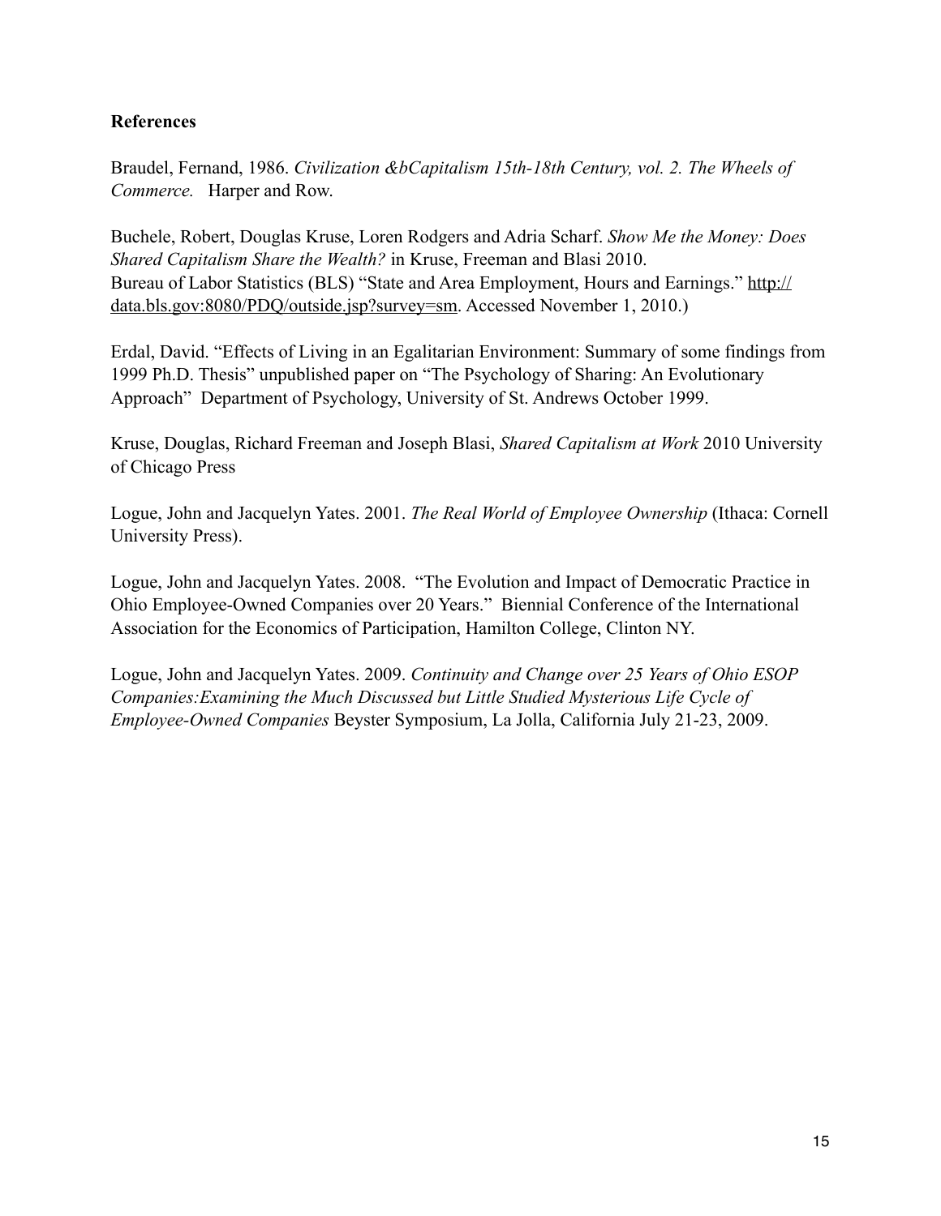**References**

Braudel, Fernand, 1986. *Civilization &bCapitalism 15th-18th Century, vol. 2. The Wheels of Commerce.* Harper and Row.

Buchele, Robert, Douglas Kruse, Loren Rodgers and Adria Scharf. *Show Me the Money: Does Shared Capitalism Share the Wealth?* in Kruse, Freeman and Blasi 2010.
Bureau of Labor Statistics (BLS) "State and Area Employment, Hours and Earnings." http://data.bls.gov:8080/PDQ/outside.jsp?survey=sm. Accessed November 1, 2010.)

Erdal, David. "Effects of Living in an Egalitarian Environment: Summary of some findings from 1999 Ph.D. Thesis" unpublished paper on "The Psychology of Sharing: An Evolutionary Approach" Department of Psychology, University of St. Andrews October 1999.

Kruse, Douglas, Richard Freeman and Joseph Blasi, *Shared Capitalism at Work* 2010 University of Chicago Press

Logue, John and Jacquelyn Yates. 2001. *The Real World of Employee Ownership* (Ithaca: Cornell University Press).

Logue, John and Jacquelyn Yates. 2008. "The Evolution and Impact of Democratic Practice in Ohio Employee-Owned Companies over 20 Years." Biennial Conference of the International Association for the Economics of Participation, Hamilton College, Clinton NY.

Logue, John and Jacquelyn Yates. 2009. *Continuity and Change over 25 Years of Ohio ESOP Companies:Examining the Much Discussed but Little Studied Mysterious Life Cycle of Employee-Owned Companies* Beyster Symposium, La Jolla, California July 21-23, 2009.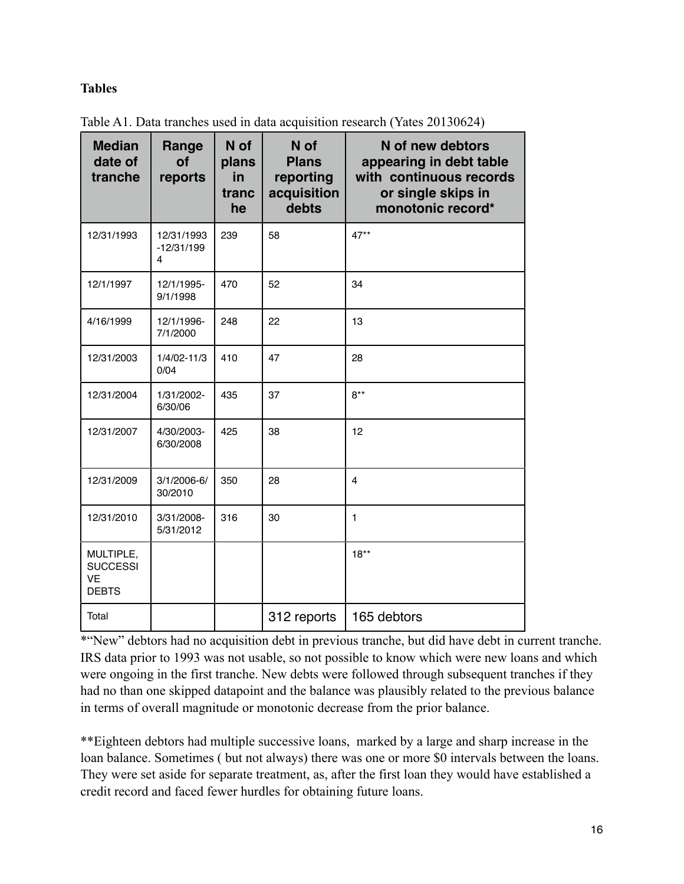**Tables**

Table A1. Data tranches used in data acquisition research (Yates 20130624)

| Median date of tranche | Range of reports | N of plans in tranche | N of Plans reporting acquisition debts | N of new debtors appearing in debt table with continuous records or single skips in monotonic record* |
|---|---|---|---|---|
| 12/31/1993 | 12/31/1993-12/31/1994 | 239 | 58 | 47** |
| 12/1/1997 | 12/1/1995-9/1/1998 | 470 | 52 | 34 |
| 4/16/1999 | 12/1/1996-7/1/2000 | 248 | 22 | 13 |
| 12/31/2003 | 1/4/02-11/30/04 | 410 | 47 | 28 |
| 12/31/2004 | 1/31/2002-6/30/06 | 435 | 37 | 8** |
| 12/31/2007 | 4/30/2003-6/30/2008 | 425 | 38 | 12 |
| 12/31/2009 | 3/1/2006-6/30/2010 | 350 | 28 | 4 |
| 12/31/2010 | 3/31/2008-5/31/2012 | 316 | 30 | 1 |
| MULTIPLE, SUCCESSIVE DEBTS | | | | 18** |
| Total | | | 312 reports | 165 debtors |

*"New" debtors had no acquisition debt in previous tranche, but did have debt in current tranche. IRS data prior to 1993 was not usable, so not possible to know which were new loans and which were ongoing in the first tranche. New debts were followed through subsequent tranches if they had no than one skipped datapoint and the balance was plausibly related to the previous balance in terms of overall magnitude or monotonic decrease from the prior balance.

**Eighteen debtors had multiple successive loans, marked by a large and sharp increase in the loan balance. Sometimes ( but not always) there was one or more $0 intervals between the loans. They were set aside for separate treatment, as, after the first loan they would have established a credit record and faced fewer hurdles for obtaining future loans.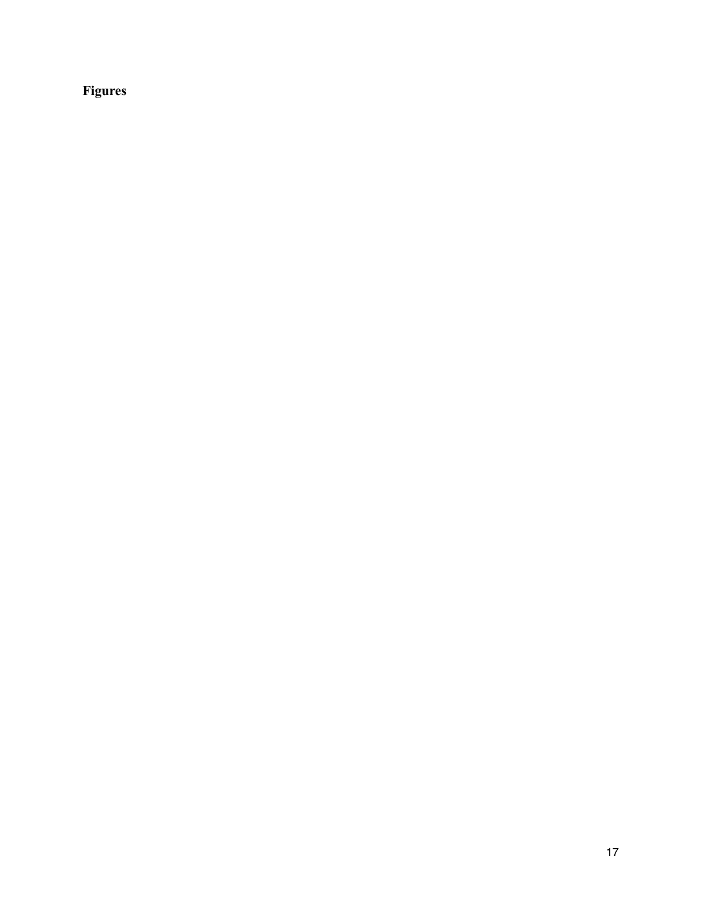**Figures**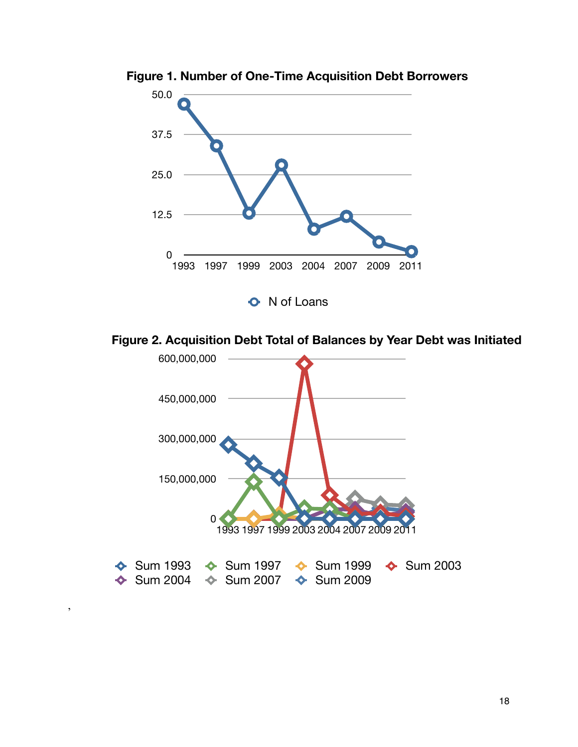**Figure 1. Number of One-Time Acquisition Debt Borrowers**

**Figure 2. Acquisition Debt Total of Balances by Year Debt was Initiated**

,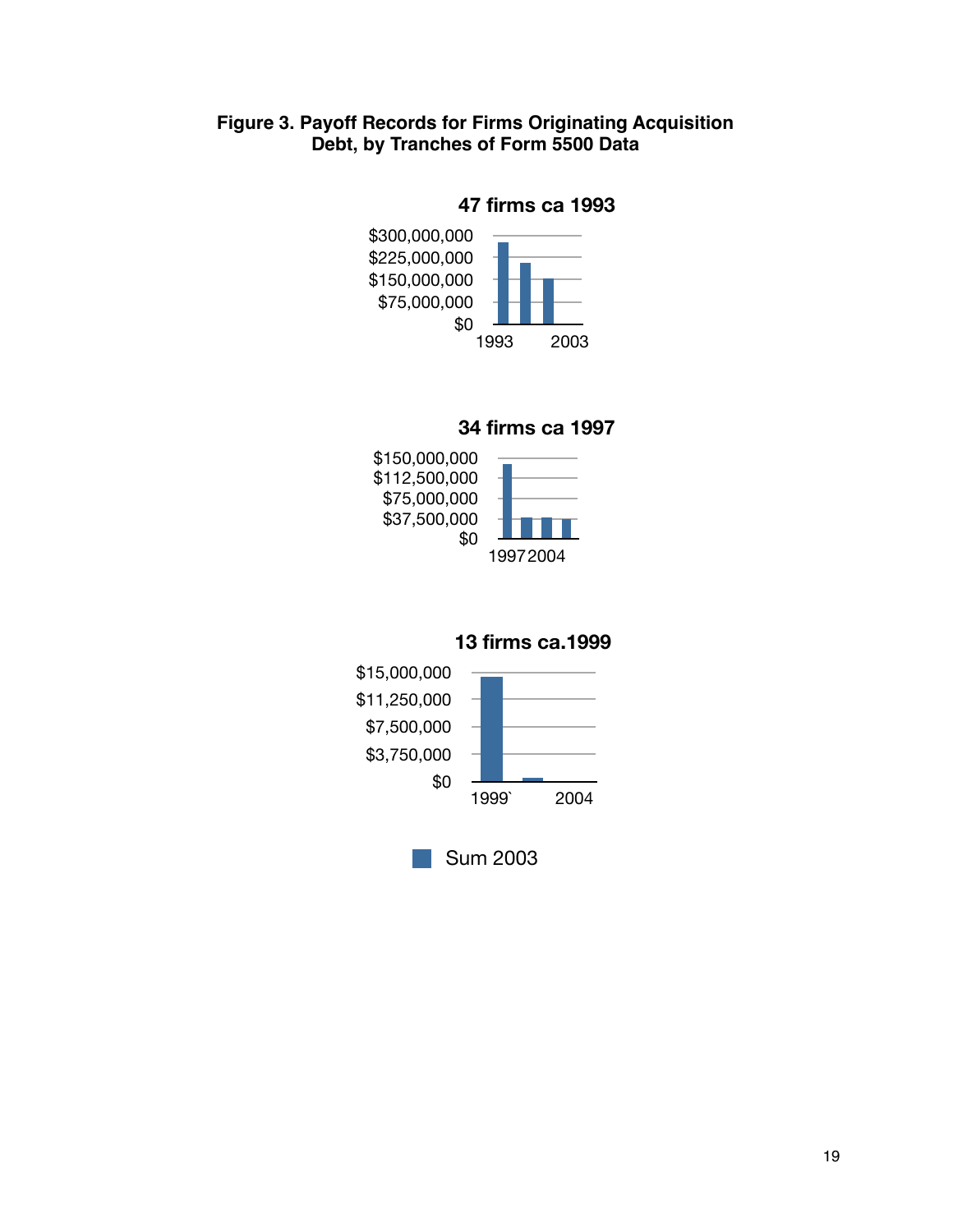**Figure 3. Payoff Records for Firms Originating Acquisition Debt, by Tranches of Form 5500 Data**

**47 firms ca 1993**

$300,000,000
$225,000,000
$150,000,000
$75,000,000
$0

1993 2003

**34 firms ca 1997**

$150,000,000
$112,500,000
$75,000,000
$37,500,000
$0

1997 2004

**13 firms ca.1999**

$15,000,000
$11,250,000
$7,500,000
$3,750,000
$0

1999` 2004

Sum 2003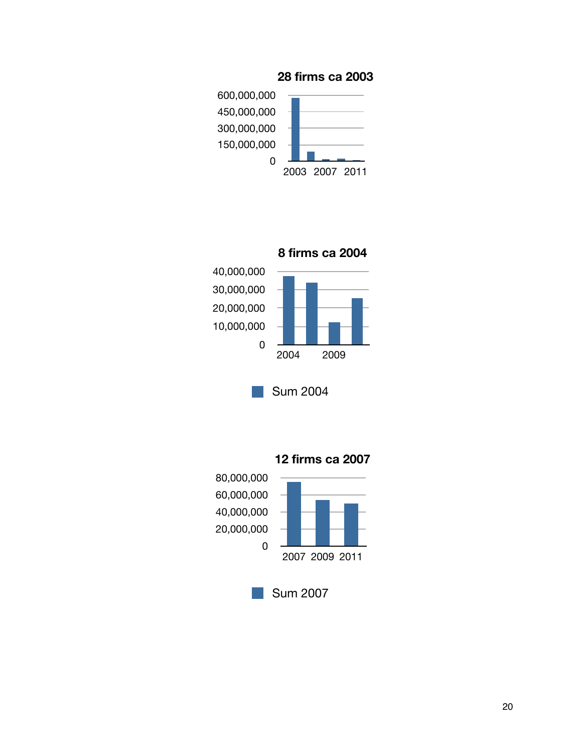**28 firms ca 2003**

600,000,000
450,000,000
300,000,000
150,000,000
0

2003 2007 2011

**8 firms ca 2004**

40,000,000
30,000,000
20,000,000
10,000,000
0

2004 2009

Sum 2004

**12 firms ca 2007**

80,000,000
60,000,000
40,000,000
20,000,000
0

2007 2009 2011

Sum 2007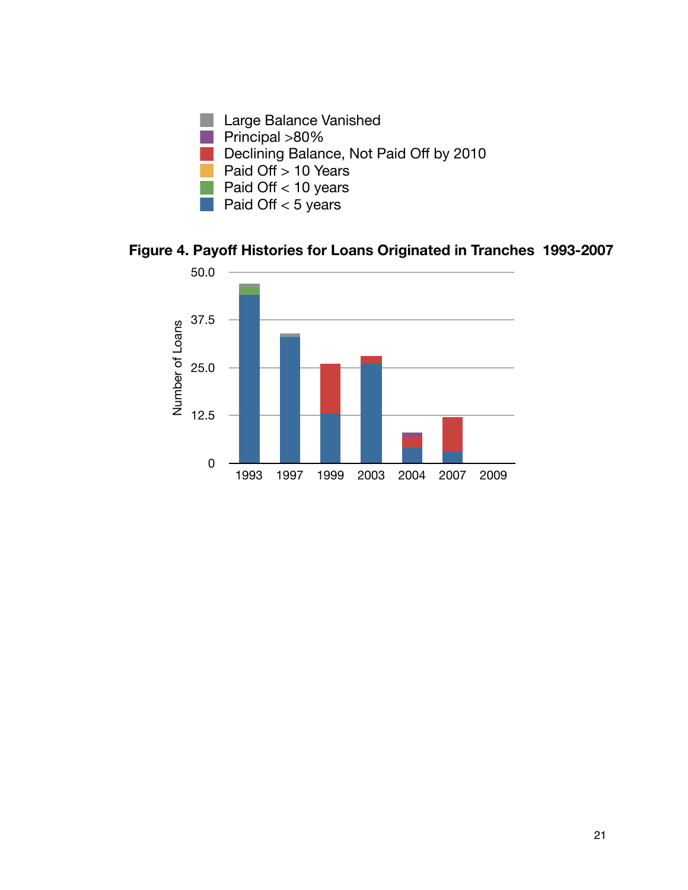Large Balance Vanished
Principal >80%
Declining Balance, Not Paid Off by 2010
Paid Off > 10 Years
Paid Off < 10 years
Paid Off < 5 years

**Figure 4. Payoff Histories for Loans Originated in Tranches 1993-2007**

50.0
37.5
25.0
12.5
0

Number of Loans

1993
1997
1999
2003
2004
2007
2009